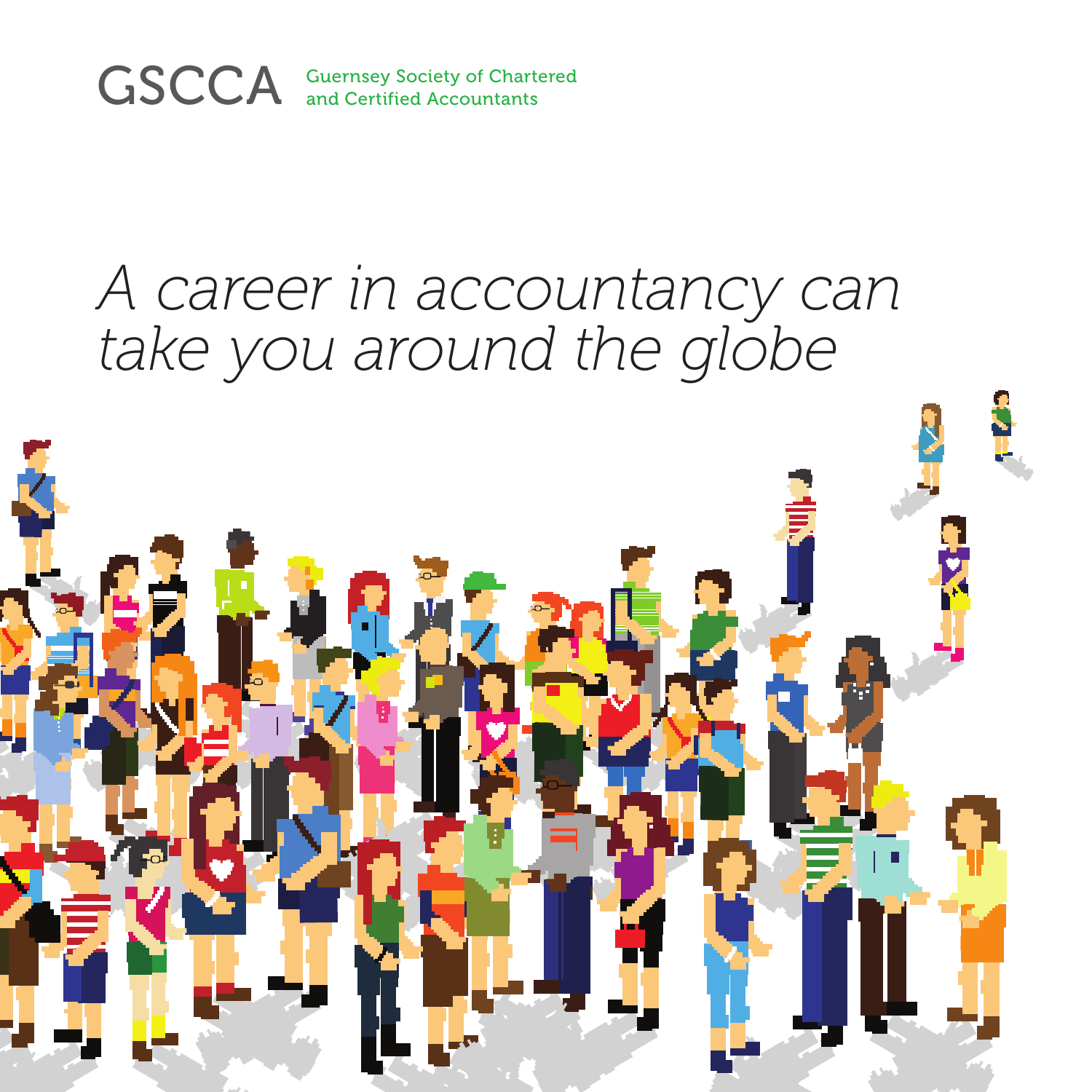GSCCA Guernsey Society of Chartered and Certified Accountants

# *A career in accountancy can take you around the globe*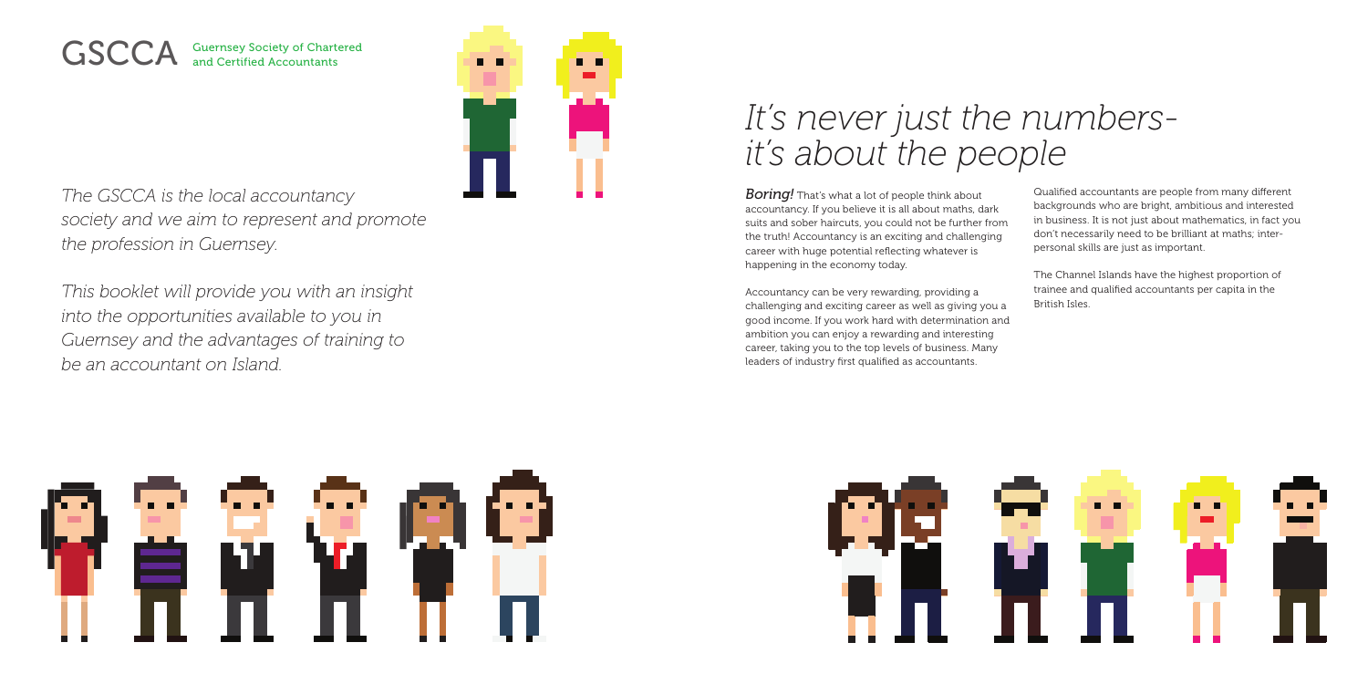# GSCCA

Guernsey Society of Chartered and Certified Accountants

*The GSCCA is the local accountancy society and we aim to represent and promote the profession in Guernsey.*

*This booklet will provide you with an insight into the opportunities available to you in Guernsey and the advantages of training to be an accountant on Island.*

## *It's never just the numbers- it's about the people*

***Boring!*** That's what a lot of people think about accountancy. If you believe it is all about maths, dark suits and sober haircuts, you could not be further from the truth! Accountancy is an exciting and challenging career with huge potential reflecting whatever is happening in the economy today.

Accountancy can be very rewarding, providing a challenging and exciting career as well as giving you a good income. If you work hard with determination and ambition you can enjoy a rewarding and interesting career, taking you to the top levels of business. Many leaders of industry first qualified as accountants.

Qualified accountants are people from many different backgrounds who are bright, ambitious and interested in business. It is not just about mathematics, in fact you don't necessarily need to be brilliant at maths; inter-personal skills are just as important.

The Channel Islands have the highest proportion of trainee and qualified accountants per capita in the British Isles.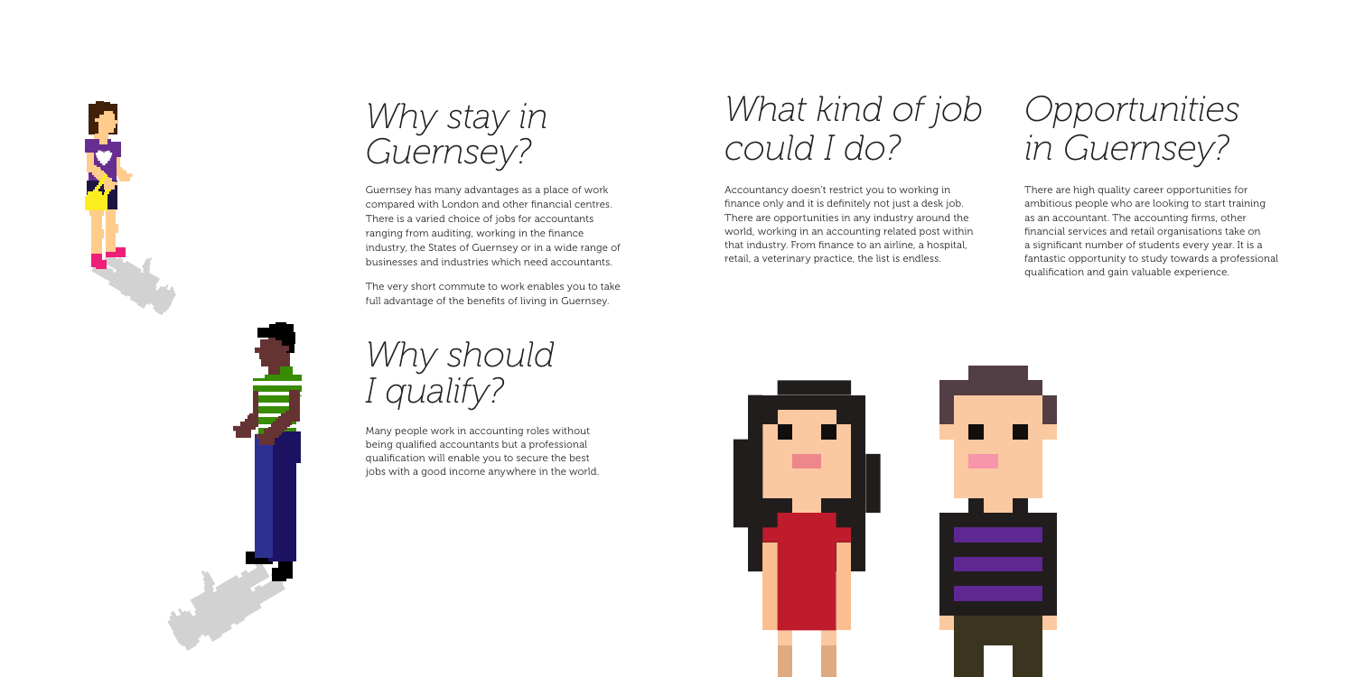# Why stay in Guernsey?

Guernsey has many advantages as a place of work compared with London and other financial centres. There is a varied choice of jobs for accountants ranging from auditing, working in the finance industry, the States of Guernsey or in a wide range of businesses and industries which need accountants.

The very short commute to work enables you to take full advantage of the benefits of living in Guernsey.

# Why should I qualify?

Many people work in accounting roles without being qualified accountants but a professional qualification will enable you to secure the best jobs with a good income anywhere in the world.

# What kind of job could I do?

Accountancy doesn't restrict you to working in finance only and it is definitely not just a desk job. There are opportunities in any industry around the world, working in an accounting related post within that industry. From finance to an airline, a hospital, retail, a veterinary practice, the list is endless.

# Opportunities in Guernsey?

There are high quality career opportunities for ambitious people who are looking to start training as an accountant. The accounting firms, other financial services and retail organisations take on a significant number of students every year. It is a fantastic opportunity to study towards a professional qualification and gain valuable experience.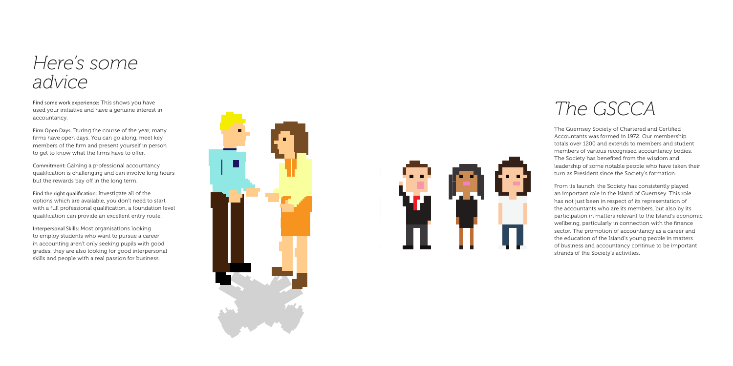# *Here's some advice*

**Find some work experience:** This shows you have used your initiative and have a genuine interest in accountancy.

**Firm Open Days:** During the course of the year, many firms have open days. You can go along, meet key members of the firm and present yourself in person to get to know what the firms have to offer.

**Commitment:** Gaining a professional accountancy qualification is challenging and can involve long hours but the rewards pay off in the long term.

**Find the right qualification:** Investigate all of the options which are available, you don't need to start with a full professional qualification, a foundation level qualification can provide an excellent entry route.

**Interpersonal Skills:** Most organisations looking to employ students who want to pursue a career in accounting aren't only seeking pupils with good grades, they are also looking for good interpersonal skills and people with a real passion for business.

# *The GSCCA*

The Guernsey Society of Chartered and Certified Accountants was formed in 1972. Our membership totals over 1200 and extends to members and student members of various recognised accountancy bodies. The Society has benefited from the wisdom and leadership of some notable people who have taken their turn as President since the Society's formation.

From its launch, the Society has consistently played an important role in the Island of Guernsey. This role has not just been in respect of its representation of the accountants who are its members, but also by its participation in matters relevant to the Island's economic wellbeing, particularly in connection with the finance sector. The promotion of accountancy as a career and the education of the Island's young people in matters of business and accountancy continue to be important strands of the Society's activities.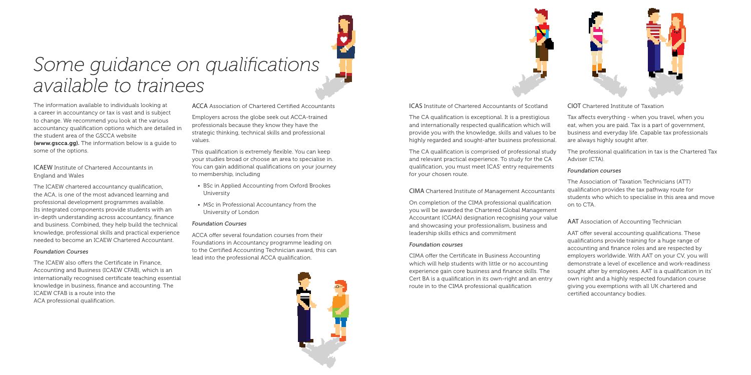# Some guidance on qualifications available to trainees

The information available to individuals looking at a career in accountancy or tax is vast and is subject to change. We recommend you look at the various accountancy qualification options which are detailed in the student area of the GSCCA website **(www.gscca.gg)**. The information below is a guide to some of the options.

## ICAEW Institute of Chartered Accountants in England and Wales

The ICAEW chartered accountancy qualification, the ACA, is one of the most advanced learning and professional development programmes available. Its integrated components provide students with an in-depth understanding across accountancy, finance and business. Combined, they help build the technical knowledge, professional skills and practical experience needed to become an ICAEW Chartered Accountant.

### *Foundation Courses*

The ICAEW also offers the Certificate in Finance, Accounting and Business (ICAEW CFAB), which is an internationally recognised certificate teaching essential knowledge in business, finance and accounting. The ICAEW CFAB is a route into the ACA professional qualification.

## ACCA Association of Chartered Certified Accountants

Employers across the globe seek out ACCA-trained professionals because they know they have the strategic thinking, technical skills and professional values.

This qualification is extremely flexible. You can keep your studies broad or choose an area to specialise in. You can gain additional qualifications on your journey to membership, including

- BSc in Applied Accounting from Oxford Brookes University
- MSc in Professional Accountancy from the University of London

### *Foundation Courses*

ACCA offer several foundation courses from their Foundations in Accountancy programme leading on to the Certified Accounting Technician award, this can lead into the professional ACCA qualification.

## ICAS Institute of Chartered Accountants of Scotland

The CA qualification is exceptional. It is a prestigious and internationally respected qualification which will provide you with the knowledge, skills and values to be highly regarded and sought-after business professional.

The CA qualification is comprised of professional study and relevant practical experience. To study for the CA qualification, you must meet ICAS' entry requirements for your chosen route.

## CIMA Chartered Institute of Management Accountants

On completion of the CIMA professional qualification you will be awarded the Chartered Global Management Accountant (CGMA) designation recognising your value and showcasing your professionalism, business and leadership skills ethics and commitment

### *Foundation courses*

CIMA offer the Certificate in Business Accounting which will help students with little or no accounting experience gain core business and finance skills. The Cert BA is a qualification in its own-right and an entry route in to the CIMA professional qualification

## CIOT Chartered Institute of Taxation

Tax affects everything - when you travel, when you eat, when you are paid. Tax is a part of government, business and everyday life. Capable tax professionals are always highly sought after.

The professional qualification in tax is the Chartered Tax Adviser (CTA).

### *Foundation courses*

The Association of Taxation Technicians (ATT) qualification provides the tax pathway route for students who which to specialise in this area and move on to CTA.

## AAT Association of Accounting Technician

AAT offer several accounting qualifications. These qualifications provide training for a huge range of accounting and finance roles and are respected by employers worldwide. With AAT on your CV, you will demonstrate a level of excellence and work-readiness sought after by employees. AAT is a qualification in its' own right and a highly respected foundation course giving you exemptions with all UK chartered and certified accountancy bodies.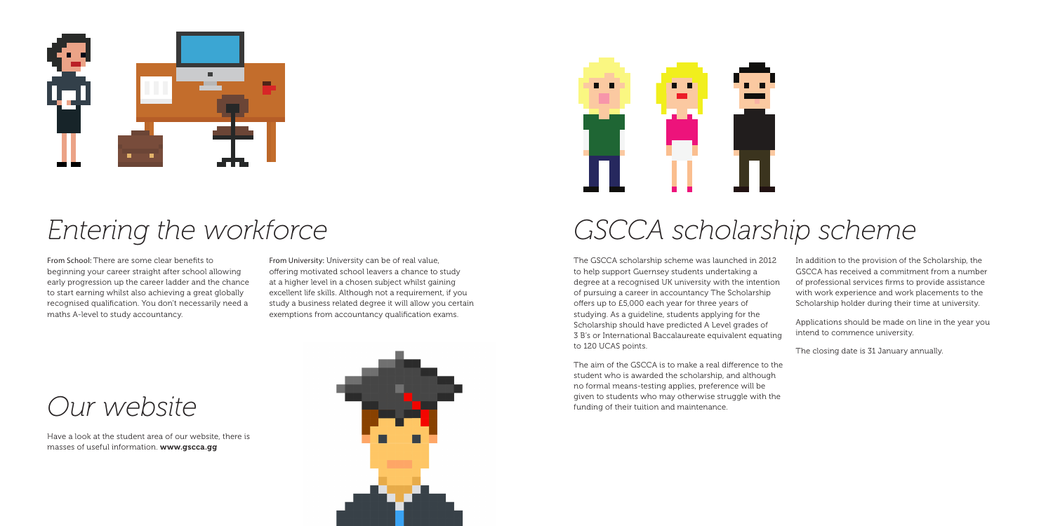# Entering the workforce

**From School:** There are some clear benefits to beginning your career straight after school allowing early progression up the career ladder and the chance to start earning whilst also achieving a great globally recognised qualification. You don't necessarily need a maths A-level to study accountancy.

**From University:** University can be of real value, offering motivated school leavers a chance to study at a higher level in a chosen subject whilst gaining excellent life skills. Although not a requirement, if you study a business related degree it will allow you certain exemptions from accountancy qualification exams.

# Our website

Have a look at the student area of our website, there is masses of useful information. **www.gscca.gg**

# GSCCA scholarship scheme

The GSCCA scholarship scheme was launched in 2012 to help support Guernsey students undertaking a degree at a recognised UK university with the intention of pursuing a career in accountancy The Scholarship offers up to £5,000 each year for three years of studying. As a guideline, students applying for the Scholarship should have predicted A Level grades of 3 B's or International Baccalaureate equivalent equating to 120 UCAS points.

The aim of the GSCCA is to make a real difference to the student who is awarded the scholarship, and although no formal means-testing applies, preference will be given to students who may otherwise struggle with the funding of their tuition and maintenance.

In addition to the provision of the Scholarship, the GSCCA has received a commitment from a number of professional services firms to provide assistance with work experience and work placements to the Scholarship holder during their time at university.

Applications should be made on line in the year you intend to commence university.

The closing date is 31 January annually.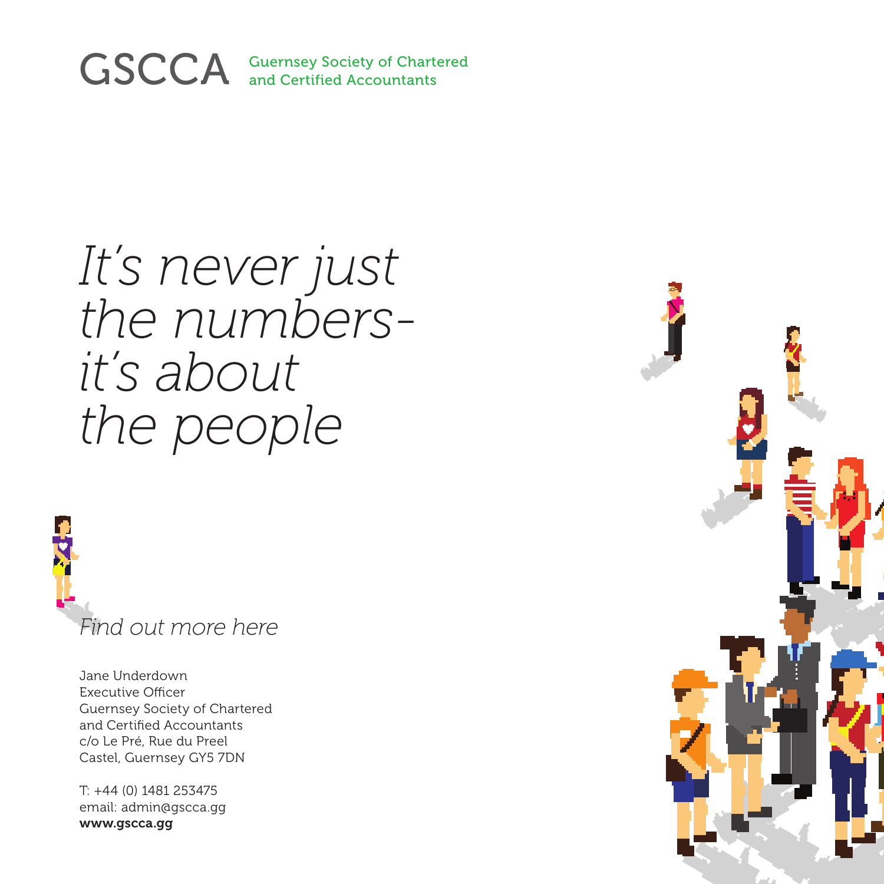GSCCA Guernsey Society of Chartered and Certified Accountants

*It's never just the numbers- it's about the people*

*Find out more here*

Jane Underdown
Executive Officer
Guernsey Society of Chartered and Certified Accountants
c/o Le Pré, Rue du Preel
Castel, Guernsey GY5 7DN

T: +44 (0) 1481 253475
email: admin@gscca.gg
**www.gscca.gg**